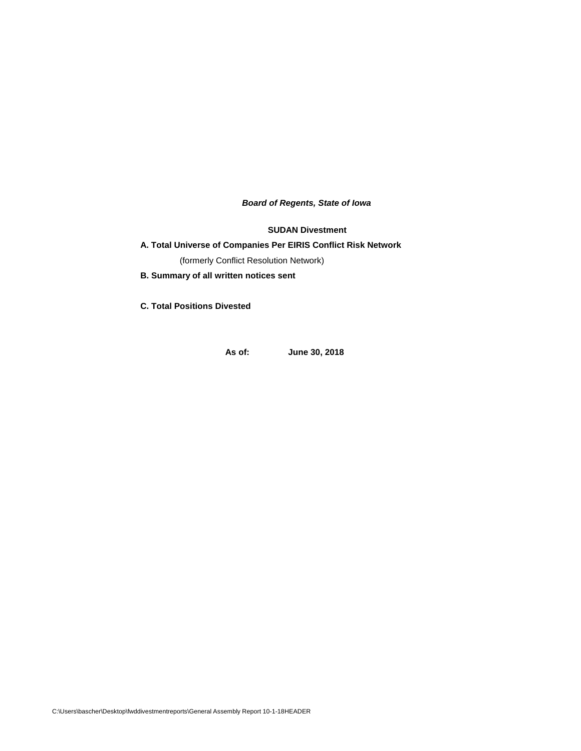***Board of Regents, State of Iowa***

**SUDAN Divestment**

**A. Total Universe of Companies Per EIRIS Conflict Risk Network**

(formerly Conflict Resolution Network)

**B. Summary of all written notices sent**

**C. Total Positions Divested**

**As of: June 30, 2018**

C:\Users\bascher\Desktop\fwddivestmentreports\General Assembly Report 10-1-18HEADER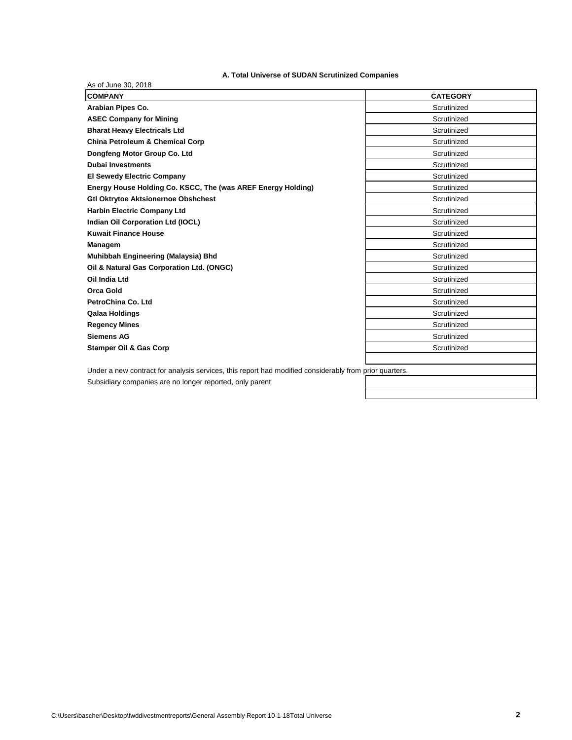### A. Total Universe of SUDAN Scrutinized Companies

As of June 30, 2018

| COMPANY | CATEGORY |
|---|---|
| **Arabian Pipes Co.** | Scrutinized |
| **ASEC Company for Mining** | Scrutinized |
| **Bharat Heavy Electricals Ltd** | Scrutinized |
| **China Petroleum & Chemical Corp** | Scrutinized |
| **Dongfeng Motor Group Co. Ltd** | Scrutinized |
| **Dubai Investments** | Scrutinized |
| **El Sewedy Electric Company** | Scrutinized |
| **Energy House Holding Co. KSCC, The (was AREF Energy Holding)** | Scrutinized |
| **Gtl Oktrytoe Aktsionernoe Obshchest** | Scrutinized |
| **Harbin Electric Company Ltd** | Scrutinized |
| **Indian Oil Corporation Ltd (IOCL)** | Scrutinized |
| **Kuwait Finance House** | Scrutinized |
| **Managem** | Scrutinized |
| **Muhibbah Engineering (Malaysia) Bhd** | Scrutinized |
| **Oil & Natural Gas Corporation Ltd. (ONGC)** | Scrutinized |
| **Oil India Ltd** | Scrutinized |
| **Orca Gold** | Scrutinized |
| **PetroChina Co. Ltd** | Scrutinized |
| **Qalaa Holdings** | Scrutinized |
| **Regency Mines** | Scrutinized |
| **Siemens AG** | Scrutinized |
| **Stamper Oil & Gas Corp** | Scrutinized |

Under a new contract for analysis services, this report had modified considerably from prior quarters.

Subsidiary companies are no longer reported, only parent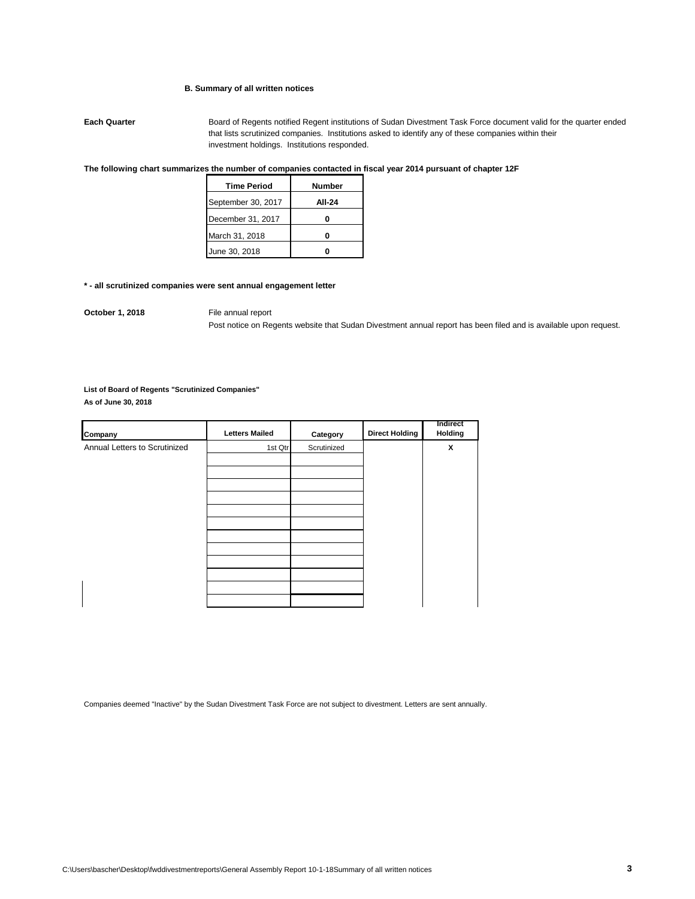### B. Summary of all written notices

**Each Quarter** Board of Regents notified Regent institutions of Sudan Divestment Task Force document valid for the quarter ended that lists scrutinized companies. Institutions asked to identify any of these companies within their investment holdings. Institutions responded.

**The following chart summarizes the number of companies contacted in fiscal year 2014 pursuant of chapter 12F**

| Time Period | Number |
|---|---|
| September 30, 2017 | **All-24** |
| December 31, 2017 | **0** |
| March 31, 2018 | **0** |
| June 30, 2018 | **0** |

**\* - all scrutinized companies were sent annual engagement letter**

**October 1, 2018** File annual report

Post notice on Regents website that Sudan Divestment annual report has been filed and is available upon request.

**List of Board of Regents "Scrutinized Companies"**
**As of June 30, 2018**

| Company | Letters Mailed | Category | Direct Holding | Indirect Holding |
|---|---|---|---|---|
| Annual Letters to Scrutinized | 1st Qtr | Scrutinized | | X |

Companies deemed "Inactive" by the Sudan Divestment Task Force are not subject to divestment. Letters are sent annually.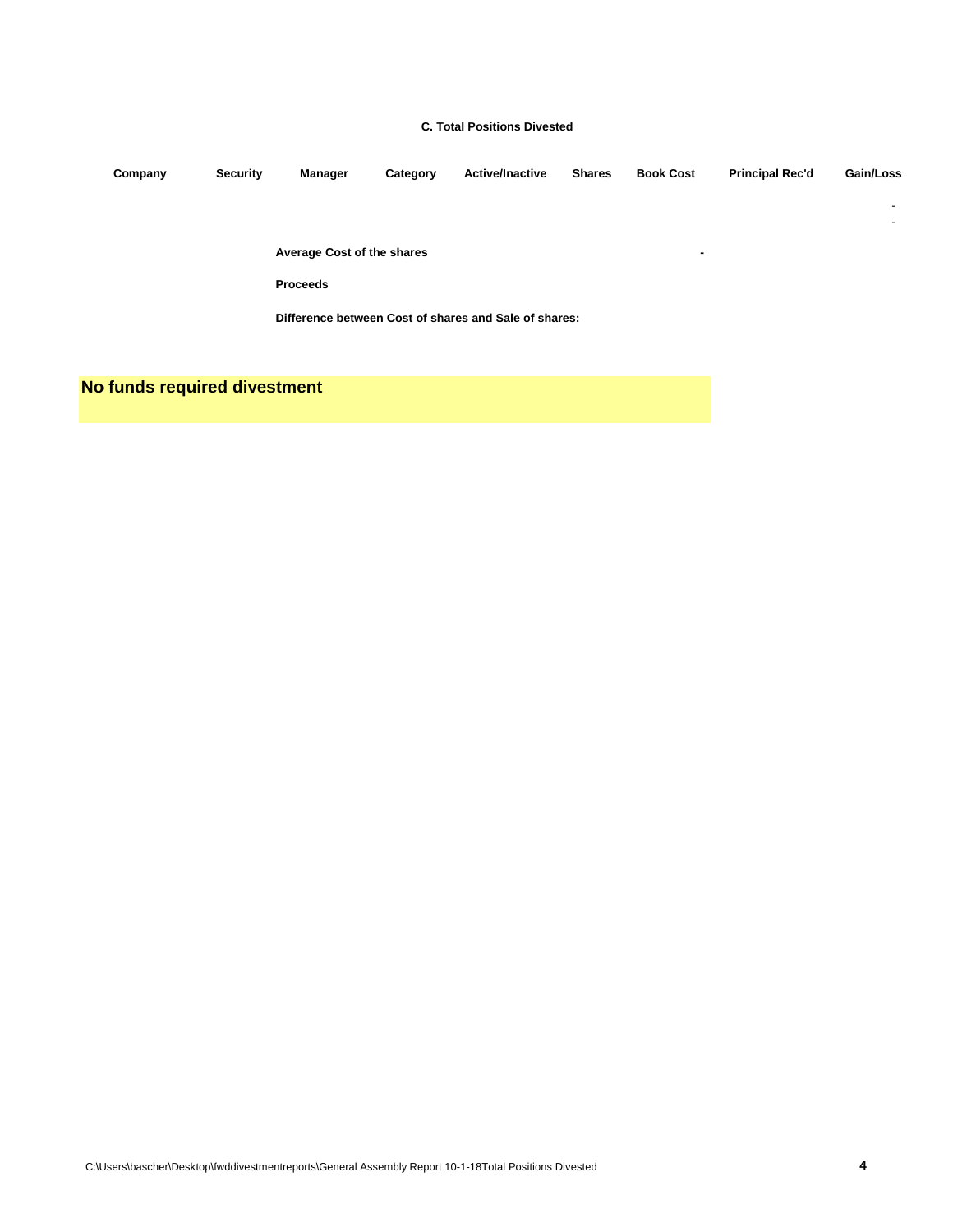### C. Total Positions Divested

| Company | Security | Manager | Category | Active/Inactive | Shares | Book Cost | Principal Rec'd | Gain/Loss |
|---|---|---|---|---|---|---|---|---|
| | | | | | | | | - |
| | | | | | | | | - |

**Average Cost of the shares** -

**Proceeds**

**Difference between Cost of shares and Sale of shares:**

**No funds required divestment**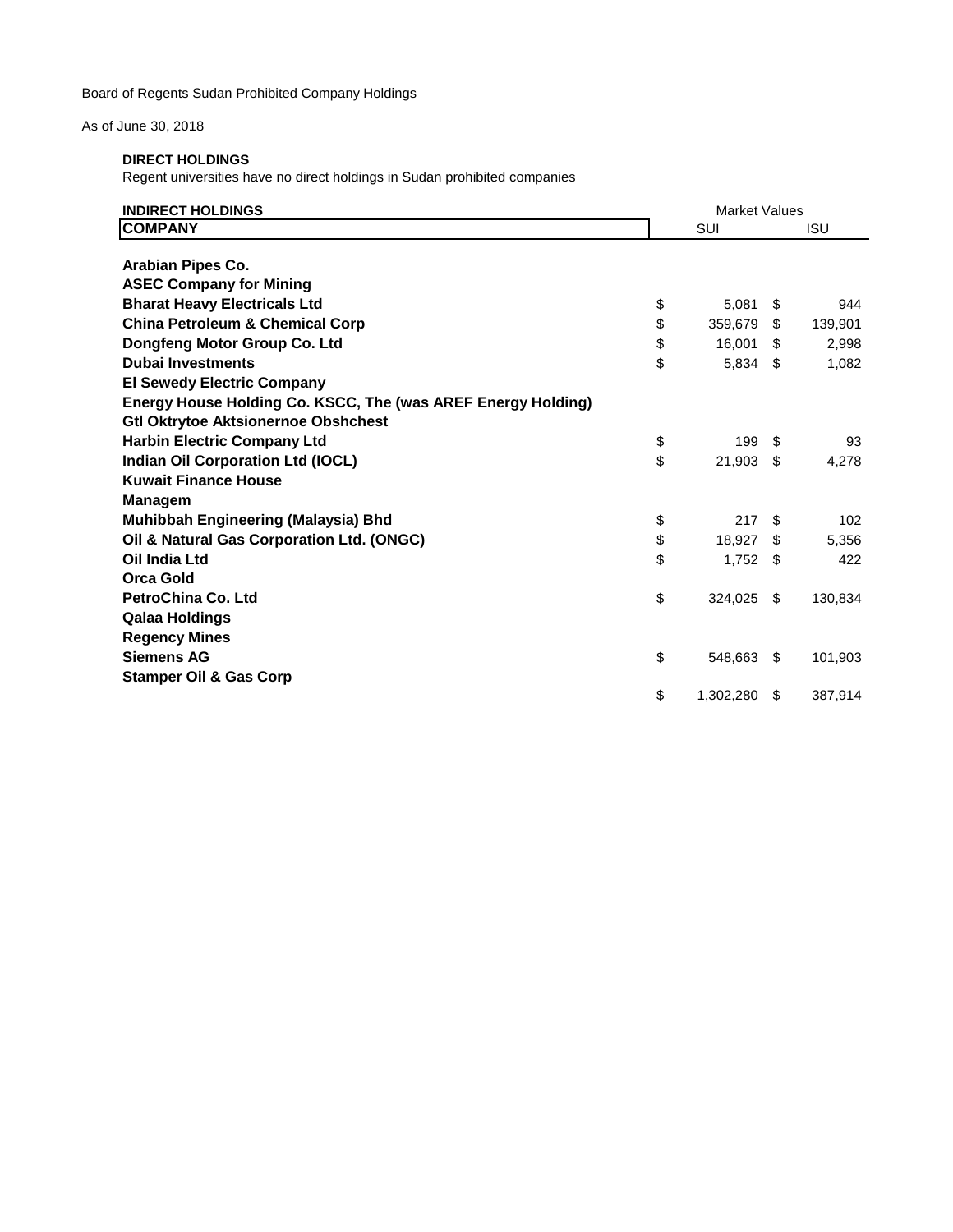Board of Regents Sudan Prohibited Company Holdings

As of June 30, 2018

**DIRECT HOLDINGS**

Regent universities have no direct holdings in Sudan prohibited companies

| **INDIRECT HOLDINGS** | Market Values | |
|---|---|---|
| **COMPANY** | SUI | ISU |
| **Arabian Pipes Co.** | | |
| **ASEC Company for Mining** | | |
| **Bharat Heavy Electricals Ltd** | $ 5,081 | $ 944 |
| **China Petroleum & Chemical Corp** | $ 359,679 | $ 139,901 |
| **Dongfeng Motor Group Co. Ltd** | $ 16,001 | $ 2,998 |
| **Dubai Investments** | $ 5,834 | $ 1,082 |
| **El Sewedy Electric Company** | | |
| **Energy House Holding Co. KSCC, The (was AREF Energy Holding)** | | |
| **Gtl Oktrytoe Aktsionernoe Obshchest** | | |
| **Harbin Electric Company Ltd** | $ 199 | $ 93 |
| **Indian Oil Corporation Ltd (IOCL)** | $ 21,903 | $ 4,278 |
| **Kuwait Finance House** | | |
| **Managem** | | |
| **Muhibbah Engineering (Malaysia) Bhd** | $ 217 | $ 102 |
| **Oil & Natural Gas Corporation Ltd. (ONGC)** | $ 18,927 | $ 5,356 |
| **Oil India Ltd** | $ 1,752 | $ 422 |
| **Orca Gold** | | |
| **PetroChina Co. Ltd** | $ 324,025 | $ 130,834 |
| **Qalaa Holdings** | | |
| **Regency Mines** | | |
| **Siemens AG** | $ 548,663 | $ 101,903 |
| **Stamper Oil & Gas Corp** | | |
| | $ 1,302,280 | $ 387,914 |